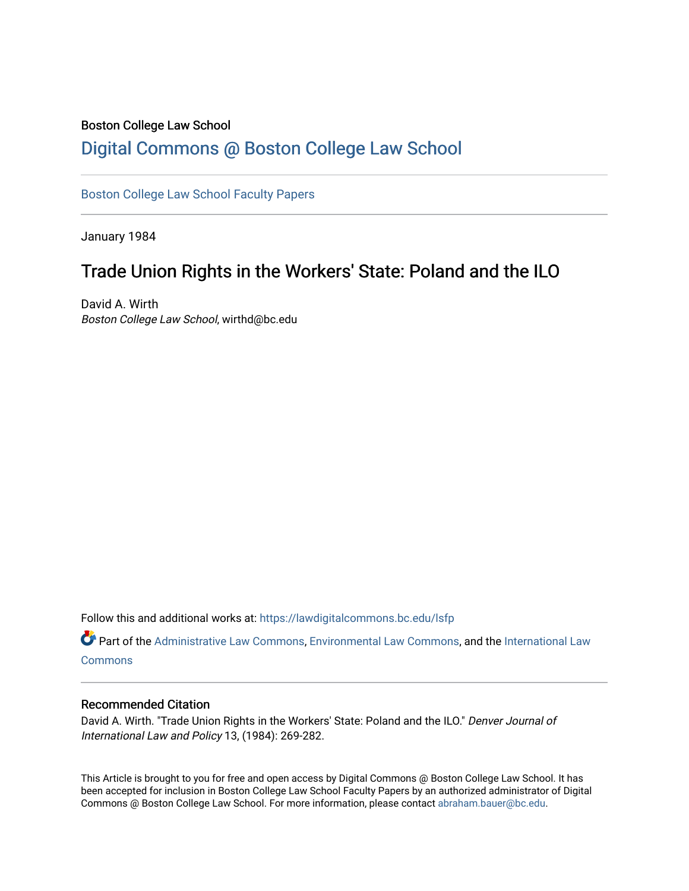Boston College Law School

# Digital Commons @ Boston College Law School

Boston College Law School Faculty Papers

January 1984

## Trade Union Rights in the Workers' State: Poland and the ILO

David A. Wirth
*Boston College Law School*, wirthd@bc.edu

Follow this and additional works at: https://lawdigitalcommons.bc.edu/lsfp

Part of the Administrative Law Commons, Environmental Law Commons, and the International Law Commons

### Recommended Citation

David A. Wirth. "Trade Union Rights in the Workers' State: Poland and the ILO." *Denver Journal of International Law and Policy* 13, (1984): 269-282.

This Article is brought to you for free and open access by Digital Commons @ Boston College Law School. It has been accepted for inclusion in Boston College Law School Faculty Papers by an authorized administrator of Digital Commons @ Boston College Law School. For more information, please contact abraham.bauer@bc.edu.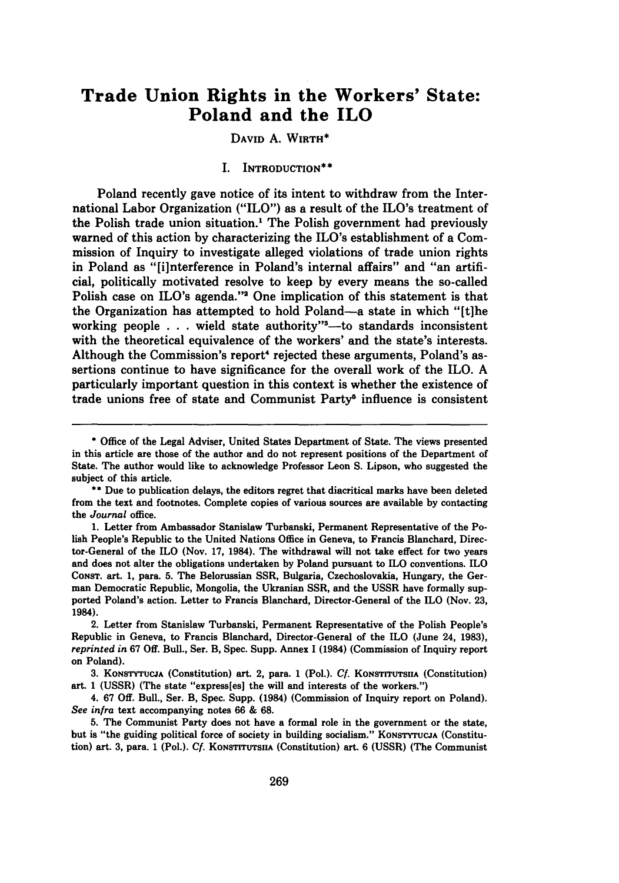# Trade Union Rights in the Workers' State: Poland and the ILO

DAVID A. WIRTH*

## I. INTRODUCTION**

Poland recently gave notice of its intent to withdraw from the International Labor Organization ("ILO") as a result of the ILO's treatment of the Polish trade union situation.[1] The Polish government had previously warned of this action by characterizing the ILO's establishment of a Commission of Inquiry to investigate alleged violations of trade union rights in Poland as "[i]nterference in Poland's internal affairs" and "an artificial, politically motivated resolve to keep by every means the so-called Polish case on ILO's agenda."[2] One implication of this statement is that the Organization has attempted to hold Poland—a state in which "[t]he working people . . . wield state authority"[3]—to standards inconsistent with the theoretical equivalence of the workers' and the state's interests. Although the Commission's report[4] rejected these arguments, Poland's assertions continue to have significance for the overall work of the ILO. A particularly important question in this context is whether the existence of trade unions free of state and Communist Party[5] influence is consistent

---

\* Office of the Legal Adviser, United States Department of State. The views presented in this article are those of the author and do not represent positions of the Department of State. The author would like to acknowledge Professor Leon S. Lipson, who suggested the subject of this article.

\*\* Due to publication delays, the editors regret that diacritical marks have been deleted from the text and footnotes. Complete copies of various sources are available by contacting the *Journal* office.

1. Letter from Ambassador Stanislaw Turbanski, Permanent Representative of the Polish People's Republic to the United Nations Office in Geneva, to Francis Blanchard, Director-General of the ILO (Nov. 17, 1984). The withdrawal will not take effect for two years and does not alter the obligations undertaken by Poland pursuant to ILO conventions. ILO CONST. art. 1, para. 5. The Belorussian SSR, Bulgaria, Czechoslovakia, Hungary, the German Democratic Republic, Mongolia, the Ukranian SSR, and the USSR have formally supported Poland's action. Letter to Francis Blanchard, Director-General of the ILO (Nov. 23, 1984).

2. Letter from Stanislaw Turbanski, Permanent Representative of the Polish People's Republic in Geneva, to Francis Blanchard, Director-General of the ILO (June 24, 1983), *reprinted in* 67 Off. Bull., Ser. B, Spec. Supp. Annex I (1984) (Commission of Inquiry report on Poland).

3. KONSTYTUCJA (Constitution) art. 2, para. 1 (Pol.). *Cf.* KONSTITUTSIIA (Constitution) art. 1 (USSR) (The state "express[es] the will and interests of the workers.")

4. 67 Off. Bull., Ser. B, Spec. Supp. (1984) (Commission of Inquiry report on Poland). *See infra* text accompanying notes 66 & 68.

5. The Communist Party does not have a formal role in the government or the state, but is "the guiding political force of society in building socialism." KONSTYTUCJA (Constitution) art. 3, para. 1 (Pol.). *Cf.* KONSTITUTSIIA (Constitution) art. 6 (USSR) (The Communist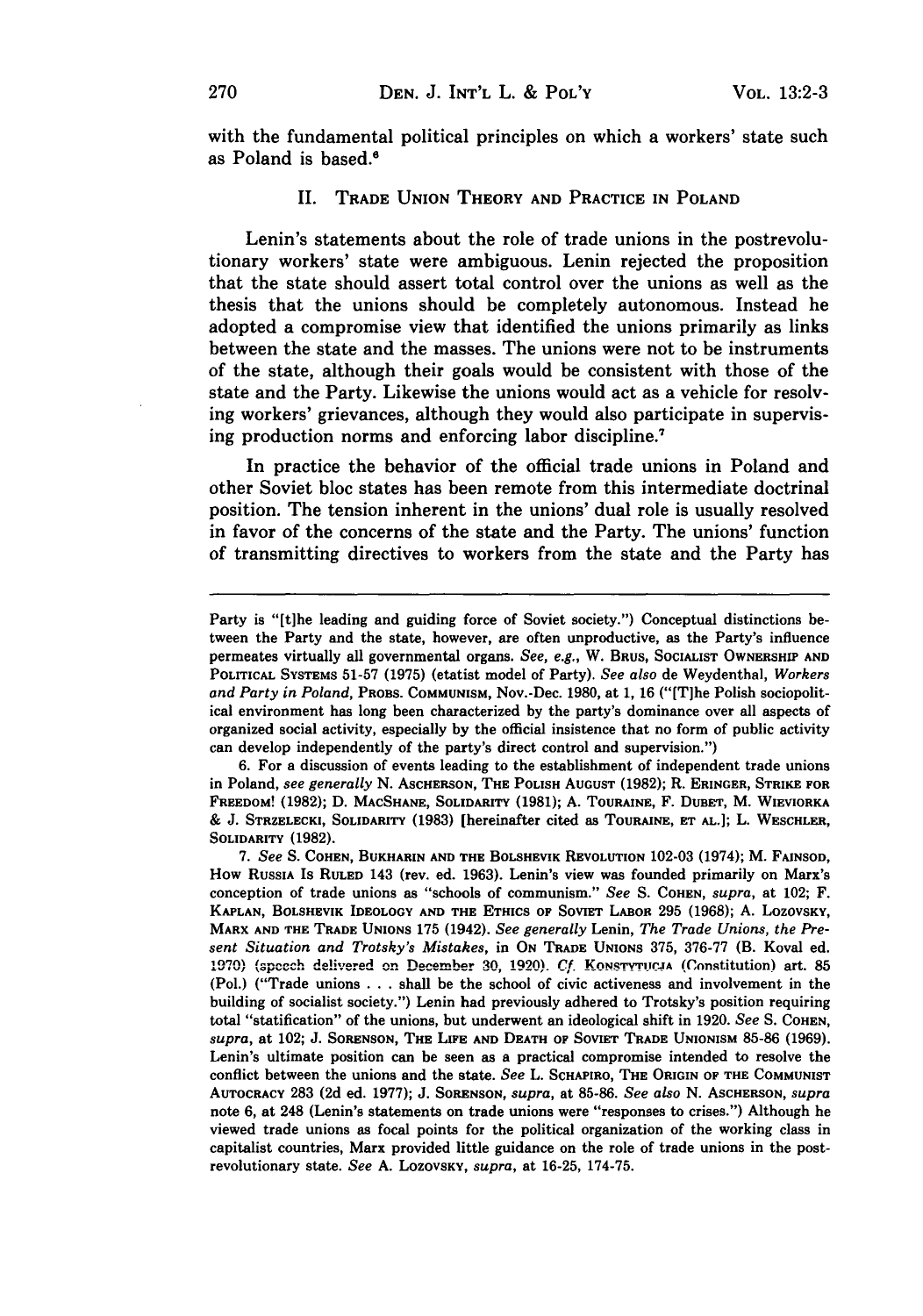with the fundamental political principles on which a workers' state such as Poland is based.[6]

## II. Trade Union Theory and Practice in Poland

Lenin's statements about the role of trade unions in the postrevolutionary workers' state were ambiguous. Lenin rejected the proposition that the state should assert total control over the unions as well as the thesis that the unions should be completely autonomous. Instead he adopted a compromise view that identified the unions primarily as links between the state and the masses. The unions were not to be instruments of the state, although their goals would be consistent with those of the state and the Party. Likewise the unions would act as a vehicle for resolving workers' grievances, although they would also participate in supervising production norms and enforcing labor discipline.[7]

In practice the behavior of the official trade unions in Poland and other Soviet bloc states has been remote from this intermediate doctrinal position. The tension inherent in the unions' dual role is usually resolved in favor of the concerns of the state and the Party. The unions' function of transmitting directives to workers from the state and the Party has

---

Party is "[t]he leading and guiding force of Soviet society.") Conceptual distinctions between the Party and the state, however, are often unproductive, as the Party's influence permeates virtually all governmental organs. *See, e.g.*, W. Brus, Socialist Ownership and Political Systems 51-57 (1975) (etatist model of Party). *See also* de Weydenthal, *Workers and Party in Poland*, Probs. Communism, Nov.-Dec. 1980, at 1, 16 ("[T]he Polish sociopolitical environment has long been characterized by the party's dominance over all aspects of organized social activity, especially by the official insistence that no form of public activity can develop independently of the party's direct control and supervision.")

6. For a discussion of events leading to the establishment of independent trade unions in Poland, *see generally* N. Ascherson, The Polish August (1982); R. Eringer, Strike for Freedom! (1982); D. MacShane, Solidarity (1981); A. Touraine, F. Dubet, M. Wieviorka & J. Strzelecki, Solidarity (1983) [hereinafter cited as Touraine, et al.]; L. Weschler, Solidarity (1982).

7. *See* S. Cohen, Bukharin and the Bolshevik Revolution 102-03 (1974); M. Fainsod, How Russia Is Ruled 143 (rev. ed. 1963). Lenin's view was founded primarily on Marx's conception of trade unions as "schools of communism." *See* S. Cohen, *supra*, at 102; F. Kaplan, Bolshevik Ideology and the Ethics of Soviet Labor 295 (1968); A. Lozovsky, Marx and the Trade Unions 175 (1942). *See generally* Lenin, *The Trade Unions, the Present Situation and Trotsky's Mistakes*, in On Trade Unions 375, 376-77 (B. Koval ed. 1970) (speech delivered on December 30, 1920). *Cf.* Konstytucja (Constitution) art. 85 (Pol.) ("Trade unions . . . shall be the school of civic activeness and involvement in the building of socialist society.") Lenin had previously adhered to Trotsky's position requiring total "statification" of the unions, but underwent an ideological shift in 1920. *See* S. Cohen, *supra*, at 102; J. Sorenson, The Life and Death of Soviet Trade Unionism 85-86 (1969). Lenin's ultimate position can be seen as a practical compromise intended to resolve the conflict between the unions and the state. *See* L. Schapiro, The Origin of the Communist Autocracy 283 (2d ed. 1977); J. Sorenson, *supra*, at 85-86. *See also* N. Ascherson, *supra* note 6, at 248 (Lenin's statements on trade unions were "responses to crises.") Although he viewed trade unions as focal points for the political organization of the working class in capitalist countries, Marx provided little guidance on the role of trade unions in the post-revolutionary state. *See* A. Lozovsky, *supra*, at 16-25, 174-75.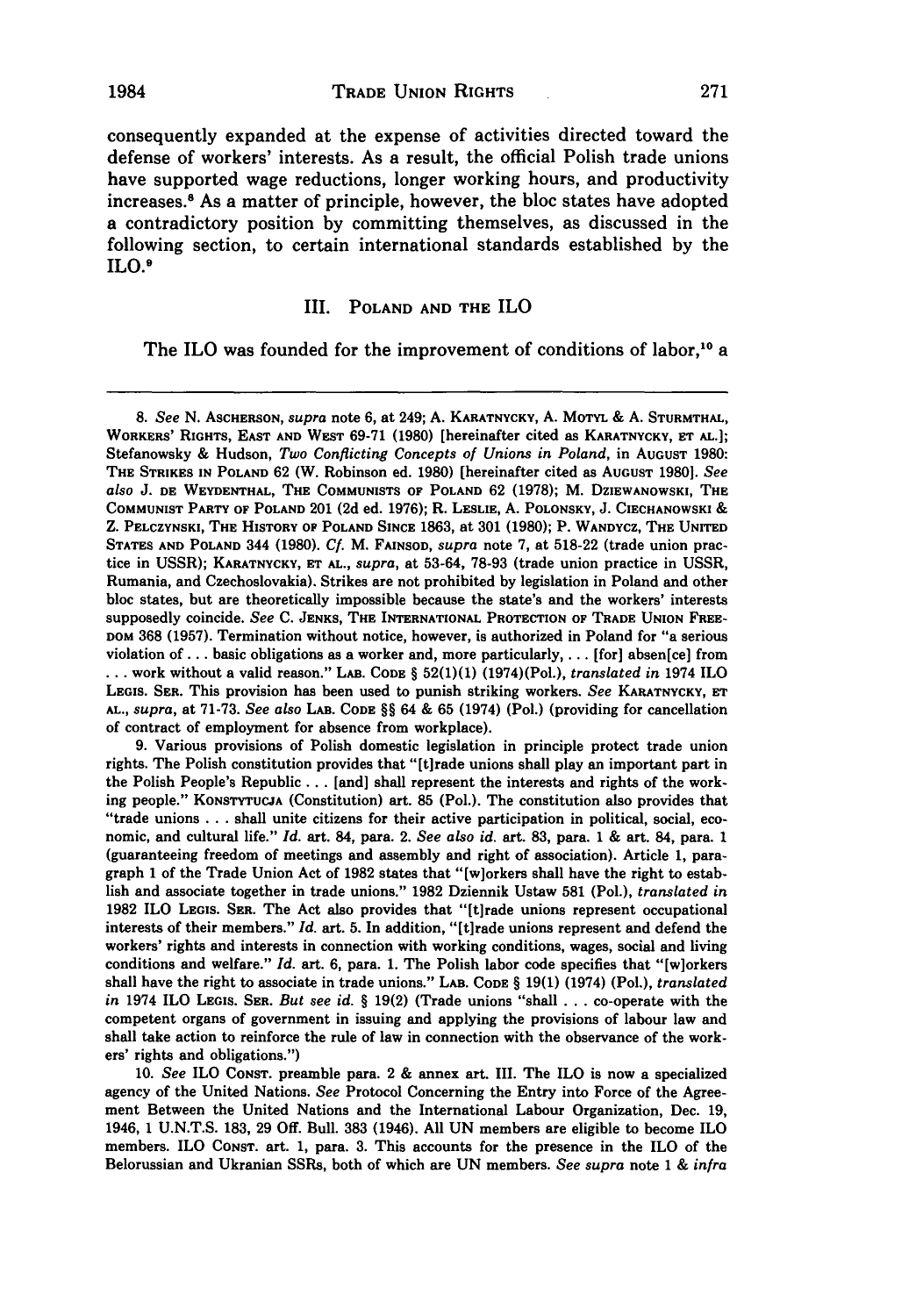consequently expanded at the expense of activities directed toward the defense of workers' interests. As a result, the official Polish trade unions have supported wage reductions, longer working hours, and productivity increases.[8] As a matter of principle, however, the bloc states have adopted a contradictory position by committing themselves, as discussed in the following section, to certain international standards established by the ILO.[9]

## III. POLAND AND THE ILO

The ILO was founded for the improvement of conditions of labor,[10] a

---

8. *See* N. ASCHERSON, *supra* note 6, at 249; A. KARATNYCKY, A. MOTYL & A. STURMTHAL, WORKERS' RIGHTS, EAST AND WEST 69-71 (1980) [hereinafter cited as KARATNYCKY, ET AL.]; Stefanowsky & Hudson, *Two Conflicting Concepts of Unions in Poland*, in AUGUST 1980: THE STRIKES IN POLAND 62 (W. Robinson ed. 1980) [hereinafter cited as AUGUST 1980]. *See also* J. DE WEYDENTHAL, THE COMMUNISTS OF POLAND 62 (1978); M. DZIEWANOWSKI, THE COMMUNIST PARTY OF POLAND 201 (2d ed. 1976); R. LESLIE, A. POLONSKY, J. CIECHANOWSKI & Z. PELCZYNSKI, THE HISTORY OF POLAND SINCE 1863, at 301 (1980); P. WANDYCZ, THE UNITED STATES AND POLAND 344 (1980). *Cf.* M. FAINSOD, *supra* note 7, at 518-22 (trade union practice in USSR); KARATNYCKY, ET AL., *supra*, at 53-64, 78-93 (trade union practice in USSR, Rumania, and Czechoslovakia). Strikes are not prohibited by legislation in Poland and other bloc states, but are theoretically impossible because the state's and the workers' interests supposedly coincide. *See* C. JENKS, THE INTERNATIONAL PROTECTION OF TRADE UNION FREEDOM 368 (1957). Termination without notice, however, is authorized in Poland for "a serious violation of . . . basic obligations as a worker and, more particularly, . . . [for] absen[ce] from . . . work without a valid reason." LAB. CODE § 52(1)(1) (1974)(Pol.), *translated in* 1974 ILO LEGIS. SER. This provision has been used to punish striking workers. *See* KARATNYCKY, ET AL., *supra*, at 71-73. *See also* LAB. CODE §§ 64 & 65 (1974) (Pol.) (providing for cancellation of contract of employment for absence from workplace).

9. Various provisions of Polish domestic legislation in principle protect trade union rights. The Polish constitution provides that "[t]rade unions shall play an important part in the Polish People's Republic . . . [and] shall represent the interests and rights of the working people." KONSTYTUCJA (Constitution) art. 85 (Pol.). The constitution also provides that "trade unions . . . shall unite citizens for their active participation in political, social, economic, and cultural life." *Id.* art. 84, para. 2. *See also id.* art. 83, para. 1 & art. 84, para. 1 (guaranteeing freedom of meetings and assembly and right of association). Article 1, paragraph 1 of the Trade Union Act of 1982 states that "[w]orkers shall have the right to establish and associate together in trade unions." 1982 Dziennik Ustaw 581 (Pol.), *translated in* 1982 ILO LEGIS. SER. The Act also provides that "[t]rade unions represent occupational interests of their members." *Id.* art. 5. In addition, "[t]rade unions represent and defend the workers' rights and interests in connection with working conditions, wages, social and living conditions and welfare." *Id.* art. 6, para. 1. The Polish labor code specifies that "[w]orkers shall have the right to associate in trade unions." LAB. CODE § 19(1) (1974) (Pol.), *translated in* 1974 ILO LEGIS. SER. *But see id.* § 19(2) (Trade unions "shall . . . co-operate with the competent organs of government in issuing and applying the provisions of labour law and shall take action to reinforce the rule of law in connection with the observance of the workers' rights and obligations.")

10. *See* ILO CONST. preamble para. 2 & annex art. III. The ILO is now a specialized agency of the United Nations. *See* Protocol Concerning the Entry into Force of the Agreement Between the United Nations and the International Labour Organization, Dec. 19, 1946, 1 U.N.T.S. 183, 29 Off. Bull. 383 (1946). All UN members are eligible to become ILO members. ILO CONST. art. 1, para. 3. This accounts for the presence in the ILO of the Belorussian and Ukranian SSRs, both of which are UN members. *See supra* note 1 & *infra*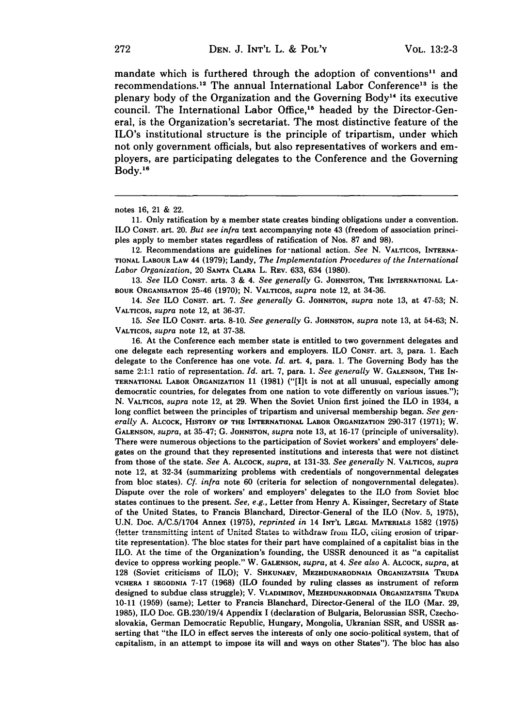mandate which is furthered through the adoption of conventions[11] and recommendations.[12] The annual International Labor Conference[13] is the plenary body of the Organization and the Governing Body[14] its executive council. The International Labor Office,[15] headed by the Director-General, is the Organization's secretariat. The most distinctive feature of the ILO's institutional structure is the principle of tripartism, under which not only government officials, but also representatives of workers and employers, are participating delegates to the Conference and the Governing Body.[16]

---

notes 16, 21 & 22.

11. Only ratification by a member state creates binding obligations under a convention. ILO CONST. art. 20. *But see infra* text accompanying note 43 (freedom of association principles apply to member states regardless of ratification of Nos. 87 and 98).

12. Recommendations are guidelines for national action. *See* N. VALTICOS, INTERNATIONAL LABOUR LAW 44 (1979); Landy, *The Implementation Procedures of the International Labor Organization*, 20 SANTA CLARA L. REV. 633, 634 (1980).

13. *See* ILO CONST. arts. 3 & 4. *See generally* G. JOHNSTON, THE INTERNATIONAL LABOUR ORGANISATION 25-46 (1970); N. VALTICOS, *supra* note 12, at 34-36.

14. *See* ILO CONST. art. 7. *See generally* G. JOHNSTON, *supra* note 13, at 47-53; N. VALTICOS, *supra* note 12, at 36-37.

15. *See* ILO CONST. arts. 8-10. *See generally* G. JOHNSTON, *supra* note 13, at 54-63; N. VALTICOS, *supra* note 12, at 37-38.

16. At the Conference each member state is entitled to two government delegates and one delegate each representing workers and employers. ILO CONST. art. 3, para. 1. Each delegate to the Conference has one vote. *Id.* art. 4, para. 1. The Governing Body has the same 2:1:1 ratio of representation. *Id.* art. 7, para. 1. *See generally* W. GALENSON, THE INTERNATIONAL LABOR ORGANIZATION 11 (1981) ("[I]t is not at all unusual, especially among democratic countries, for delegates from one nation to vote differently on various issues."); N. VALTICOS, *supra* note 12, at 29. When the Soviet Union first joined the ILO in 1934, a long conflict between the principles of tripartism and universal membership began. *See generally* A. ALCOCK, HISTORY OF THE INTERNATIONAL LABOR ORGANIZATION 290-317 (1971); W. GALENSON, *supra*, at 35-47; G. JOHNSTON, *supra* note 13, at 16-17 (principle of universality). There were numerous objections to the participation of Soviet workers' and employers' delegates on the ground that they represented institutions and interests that were not distinct from those of the state. *See* A. ALCOCK, *supra*, at 131-33. *See generally* N. VALTICOS, *supra* note 12, at 32-34 (summarizing problems with credentials of nongovernmental delegates from bloc states). *Cf. infra* note 60 (criteria for selection of nongovernmental delegates). Dispute over the role of workers' and employers' delegates to the ILO from Soviet bloc states continues to the present. *See, e.g.*, Letter from Henry A. Kissinger, Secretary of State of the United States, to Francis Blanchard, Director-General of the ILO (Nov. 5, 1975), U.N. Doc. A/C.5/1704 Annex (1975), *reprinted in* 14 INT'L LEGAL MATERIALS 1582 (1975) (letter transmitting intent of United States to withdraw from ILO, citing erosion of tripartite representation). The bloc states for their part have complained of a capitalist bias in the ILO. At the time of the Organization's founding, the USSR denounced it as "a capitalist device to oppress working people." W. GALENSON, *supra*, at 4. *See also* A. ALCOCK, *supra*, at 128 (Soviet criticisms of ILO); V. SHKUNAEV, MEZHDUNARODNAIA ORGANIZATSIIA TRUDA VCHERA I SEGODNIA 7-17 (1968) (ILO founded by ruling classes as instrument of reform designed to subdue class struggle); V. VLADIMIROV, MEZHDUNARODNAIA ORGANIZATSIIA TRUDA 10-11 (1959) (same); Letter to Francis Blanchard, Director-General of the ILO (Mar. 29, 1985), ILO Doc. GB.230/19/4 Appendix I (declaration of Bulgaria, Belorussian SSR, Czechoslovakia, German Democratic Republic, Hungary, Mongolia, Ukranian SSR, and USSR asserting that "the ILO in effect serves the interests of only one socio-political system, that of capitalism, in an attempt to impose its will and ways on other States"). The bloc has also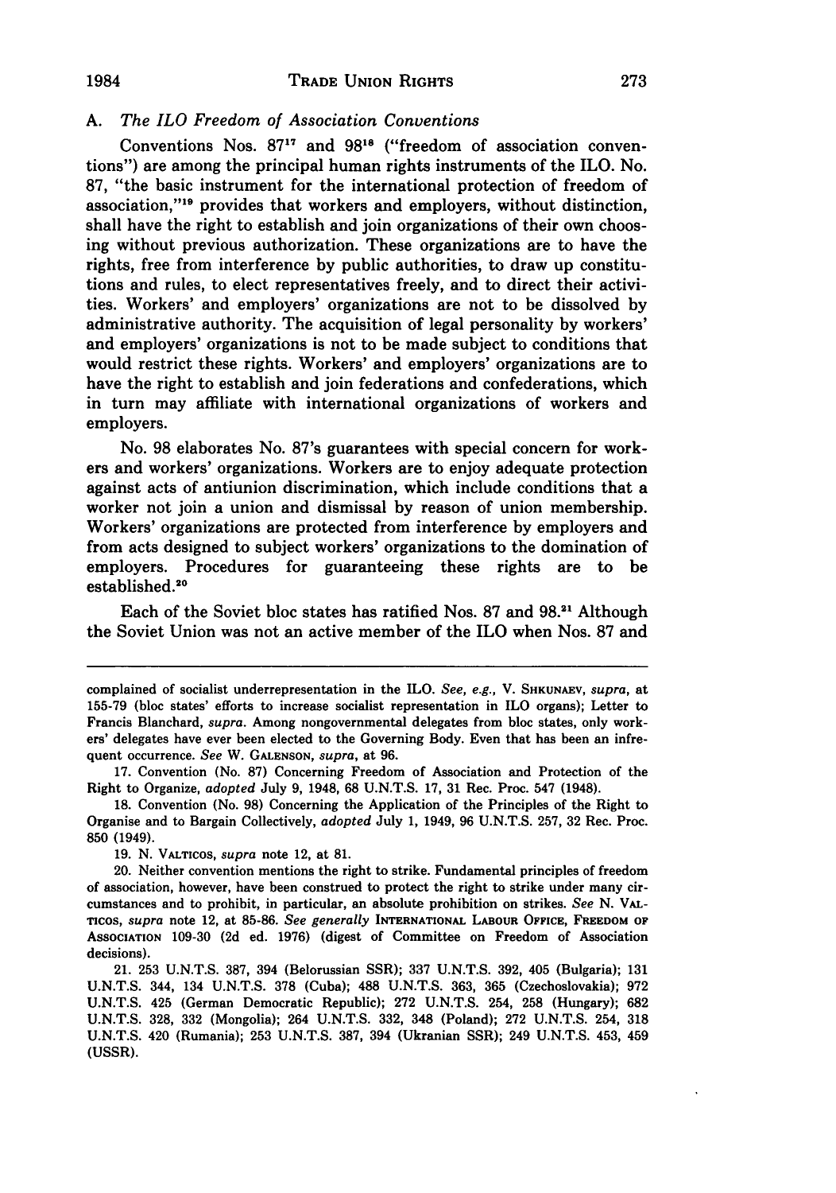### A. *The ILO Freedom of Association Conventions*

Conventions Nos. 87[17] and 98[18] ("freedom of association conventions") are among the principal human rights instruments of the ILO. No. 87, "the basic instrument for the international protection of freedom of association,"[19] provides that workers and employers, without distinction, shall have the right to establish and join organizations of their own choosing without previous authorization. These organizations are to have the rights, free from interference by public authorities, to draw up constitutions and rules, to elect representatives freely, and to direct their activities. Workers' and employers' organizations are not to be dissolved by administrative authority. The acquisition of legal personality by workers' and employers' organizations is not to be made subject to conditions that would restrict these rights. Workers' and employers' organizations are to have the right to establish and join federations and confederations, which in turn may affiliate with international organizations of workers and employers.

No. 98 elaborates No. 87's guarantees with special concern for workers and workers' organizations. Workers are to enjoy adequate protection against acts of antiunion discrimination, which include conditions that a worker not join a union and dismissal by reason of union membership. Workers' organizations are protected from interference by employers and from acts designed to subject workers' organizations to the domination of employers. Procedures for guaranteeing these rights are to be established.[20]

Each of the Soviet bloc states has ratified Nos. 87 and 98.[21] Although the Soviet Union was not an active member of the ILO when Nos. 87 and

---

complained of socialist underrepresentation in the ILO. *See, e.g.*, V. SHKUNAEV, *supra*, at 155-79 (bloc states' efforts to increase socialist representation in ILO organs); Letter to Francis Blanchard, *supra*. Among nongovernmental delegates from bloc states, only workers' delegates have ever been elected to the Governing Body. Even that has been an infrequent occurrence. *See* W. GALENSON, *supra*, at 96.

17. Convention (No. 87) Concerning Freedom of Association and Protection of the Right to Organize, *adopted* July 9, 1948, 68 U.N.T.S. 17, 31 Rec. Proc. 547 (1948).

18. Convention (No. 98) Concerning the Application of the Principles of the Right to Organise and to Bargain Collectively, *adopted* July 1, 1949, 96 U.N.T.S. 257, 32 Rec. Proc. 850 (1949).

19. N. VALTICOS, *supra* note 12, at 81.

20. Neither convention mentions the right to strike. Fundamental principles of freedom of association, however, have been construed to protect the right to strike under many circumstances and to prohibit, in particular, an absolute prohibition on strikes. *See* N. VALTICOS, *supra* note 12, at 85-86. *See generally* INTERNATIONAL LABOUR OFFICE, FREEDOM OF ASSOCIATION 109-30 (2d ed. 1976) (digest of Committee on Freedom of Association decisions).

21. 253 U.N.T.S. 387, 394 (Belorussian SSR); 337 U.N.T.S. 392, 405 (Bulgaria); 131 U.N.T.S. 344, 134 U.N.T.S. 378 (Cuba); 488 U.N.T.S. 363, 365 (Czechoslovakia); 972 U.N.T.S. 425 (German Democratic Republic); 272 U.N.T.S. 254, 258 (Hungary); 682 U.N.T.S. 328, 332 (Mongolia); 264 U.N.T.S. 332, 348 (Poland); 272 U.N.T.S. 254, 318 U.N.T.S. 420 (Rumania); 253 U.N.T.S. 387, 394 (Ukranian SSR); 249 U.N.T.S. 453, 459 (USSR).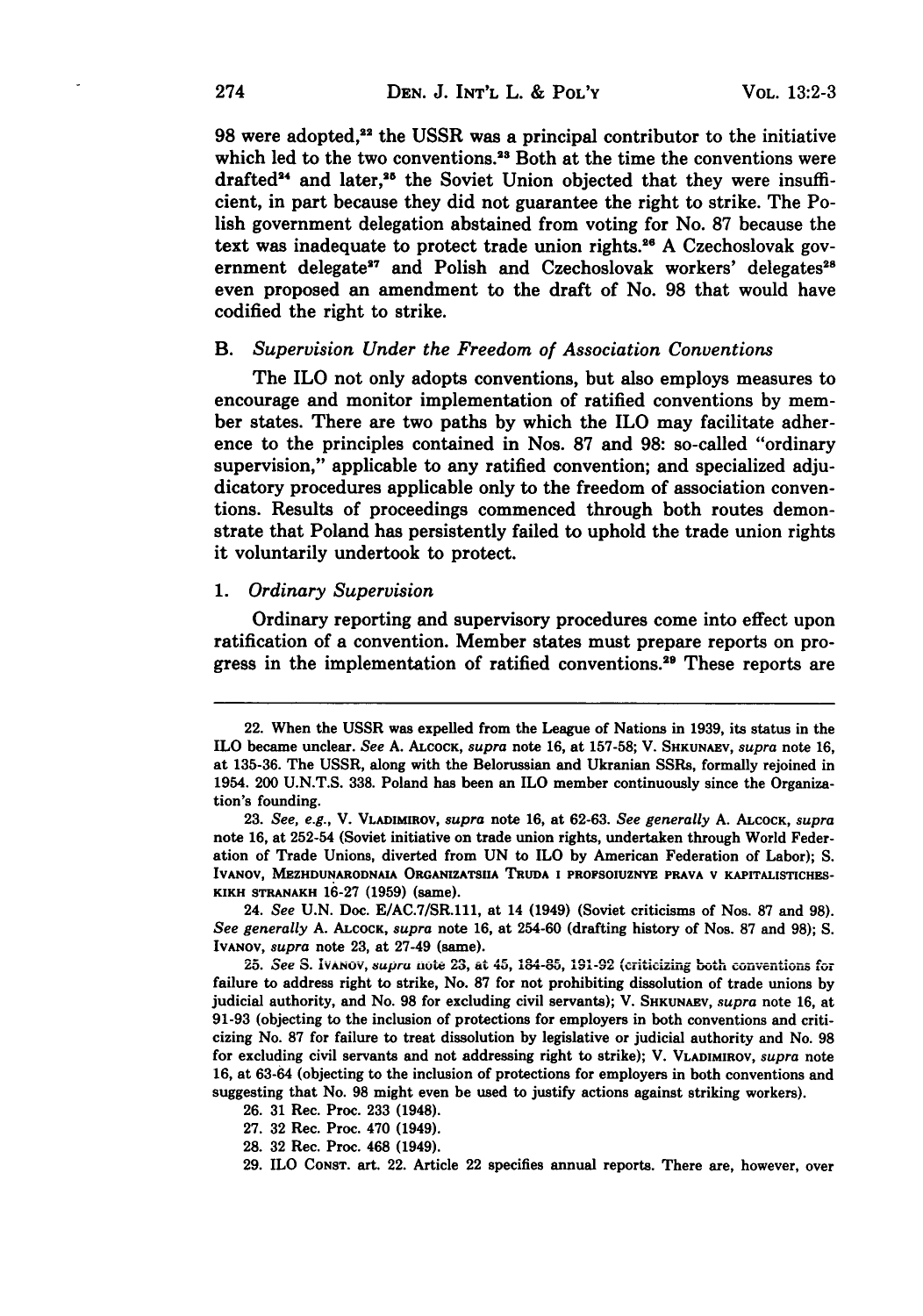98 were adopted,[22] the USSR was a principal contributor to the initiative which led to the two conventions.[23] Both at the time the conventions were drafted[24] and later,[25] the Soviet Union objected that they were insufficient, in part because they did not guarantee the right to strike. The Polish government delegation abstained from voting for No. 87 because the text was inadequate to protect trade union rights.[26] A Czechoslovak government delegate[27] and Polish and Czechoslovak workers' delegates[28] even proposed an amendment to the draft of No. 98 that would have codified the right to strike.

### B. *Supervision Under the Freedom of Association Conventions*

The ILO not only adopts conventions, but also employs measures to encourage and monitor implementation of ratified conventions by member states. There are two paths by which the ILO may facilitate adherence to the principles contained in Nos. 87 and 98: so-called "ordinary supervision," applicable to any ratified convention; and specialized adjudicatory procedures applicable only to the freedom of association conventions. Results of proceedings commenced through both routes demonstrate that Poland has persistently failed to uphold the trade union rights it voluntarily undertook to protect.

#### 1. *Ordinary Supervision*

Ordinary reporting and supervisory procedures come into effect upon ratification of a convention. Member states must prepare reports on progress in the implementation of ratified conventions.[29] These reports are

---

22. When the USSR was expelled from the League of Nations in 1939, its status in the ILO became unclear. *See* A. ALCOCK, *supra* note 16, at 157-58; V. SHKUNAEV, *supra* note 16, at 135-36. The USSR, along with the Belorussian and Ukranian SSRs, formally rejoined in 1954. 200 U.N.T.S. 338. Poland has been an ILO member continuously since the Organization's founding.

23. *See, e.g.*, V. VLADIMIROV, *supra* note 16, at 62-63. *See generally* A. ALCOCK, *supra* note 16, at 252-54 (Soviet initiative on trade union rights, undertaken through World Federation of Trade Unions, diverted from UN to ILO by American Federation of Labor); S. IVANOV, MEZHDUNARODNAIA ORGANIZATSIIA TRUDA I PROFSOIUZNYE PRAVA V KAPITALISTICHESKIKH STRANAKH 16-27 (1959) (same).

24. *See* U.N. Doc. E/AC.7/SR.111, at 14 (1949) (Soviet criticisms of Nos. 87 and 98). *See generally* A. ALCOCK, *supra* note 16, at 254-60 (drafting history of Nos. 87 and 98); S. IVANOV, *supra* note 23, at 27-49 (same).

25. *See* S. IVANOV, *supra* note 23, at 45, 184-85, 191-92 (criticizing both conventions for failure to address right to strike, No. 87 for not prohibiting dissolution of trade unions by judicial authority, and No. 98 for excluding civil servants); V. SHKUNAEV, *supra* note 16, at 91-93 (objecting to the inclusion of protections for employers in both conventions and criticizing No. 87 for failure to treat dissolution by legislative or judicial authority and No. 98 for excluding civil servants and not addressing right to strike); V. VLADIMIROV, *supra* note 16, at 63-64 (objecting to the inclusion of protections for employers in both conventions and suggesting that No. 98 might even be used to justify actions against striking workers).

26. 31 Rec. Proc. 233 (1948).

27. 32 Rec. Proc. 470 (1949).

28. 32 Rec. Proc. 468 (1949).

29. ILO CONST. art. 22. Article 22 specifies annual reports. There are, however, over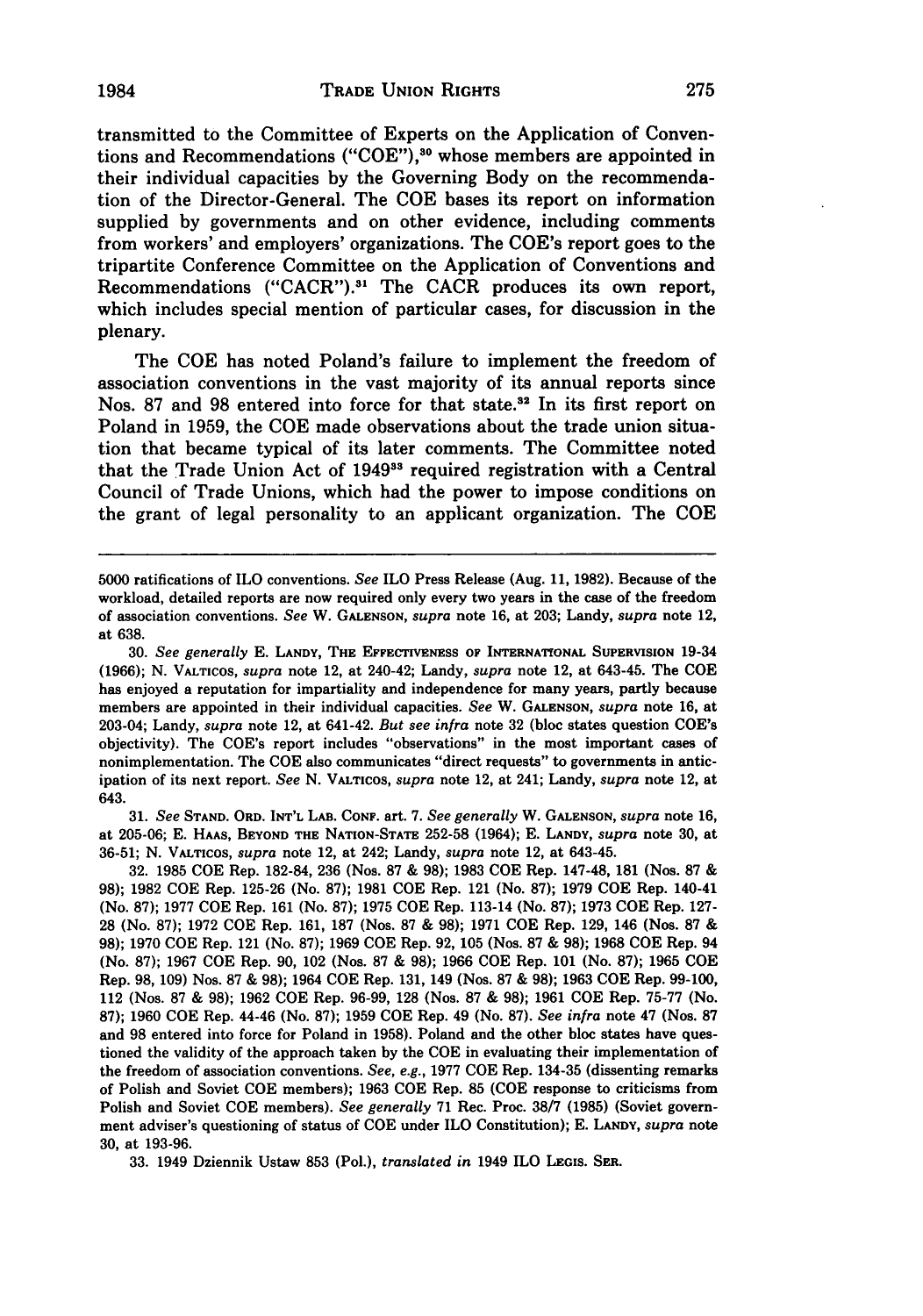transmitted to the Committee of Experts on the Application of Conventions and Recommendations ("COE"),[30] whose members are appointed in their individual capacities by the Governing Body on the recommendation of the Director-General. The COE bases its report on information supplied by governments and on other evidence, including comments from workers' and employers' organizations. The COE's report goes to the tripartite Conference Committee on the Application of Conventions and Recommendations ("CACR").[31] The CACR produces its own report, which includes special mention of particular cases, for discussion in the plenary.

The COE has noted Poland's failure to implement the freedom of association conventions in the vast majority of its annual reports since Nos. 87 and 98 entered into force for that state.[32] In its first report on Poland in 1959, the COE made observations about the trade union situation that became typical of its later comments. The Committee noted that the Trade Union Act of 1949[33] required registration with a Central Council of Trade Unions, which had the power to impose conditions on the grant of legal personality to an applicant organization. The COE

---

5000 ratifications of ILO conventions. *See* ILO Press Release (Aug. 11, 1982). Because of the workload, detailed reports are now required only every two years in the case of the freedom of association conventions. *See* W. GALENSON, *supra* note 16, at 203; Landy, *supra* note 12, at 638.

30. *See generally* E. LANDY, THE EFFECTIVENESS OF INTERNATIONAL SUPERVISION 19-34 (1966); N. VALTICOS, *supra* note 12, at 240-42; Landy, *supra* note 12, at 643-45. The COE has enjoyed a reputation for impartiality and independence for many years, partly because members are appointed in their individual capacities. *See* W. GALENSON, *supra* note 16, at 203-04; Landy, *supra* note 12, at 641-42. *But see infra* note 32 (bloc states question COE's objectivity). The COE's report includes "observations" in the most important cases of nonimplementation. The COE also communicates "direct requests" to governments in anticipation of its next report. *See* N. VALTICOS, *supra* note 12, at 241; Landy, *supra* note 12, at 643.

31. *See* STAND. ORD. INT'L LAB. CONF. art. 7. *See generally* W. GALENSON, *supra* note 16, at 205-06; E. HAAS, BEYOND THE NATION-STATE 252-58 (1964); E. LANDY, *supra* note 30, at 36-51; N. VALTICOS, *supra* note 12, at 242; Landy, *supra* note 12, at 643-45.

32. 1985 COE Rep. 182-84, 236 (Nos. 87 & 98); 1983 COE Rep. 147-48, 181 (Nos. 87 & 98); 1982 COE Rep. 125-26 (No. 87); 1981 COE Rep. 121 (No. 87); 1979 COE Rep. 140-41 (No. 87); 1977 COE Rep. 161 (No. 87); 1975 COE Rep. 113-14 (No. 87); 1973 COE Rep. 127-28 (No. 87); 1972 COE Rep. 161, 187 (Nos. 87 & 98); 1971 COE Rep. 129, 146 (Nos. 87 & 98); 1970 COE Rep. 121 (No. 87); 1969 COE Rep. 92, 105 (Nos. 87 & 98); 1968 COE Rep. 94 (No. 87); 1967 COE Rep. 90, 102 (Nos. 87 & 98); 1966 COE Rep. 101 (No. 87); 1965 COE Rep. 98, 109) Nos. 87 & 98); 1964 COE Rep. 131, 149 (Nos. 87 & 98); 1963 COE Rep. 99-100, 112 (Nos. 87 & 98); 1962 COE Rep. 96-99, 128 (Nos. 87 & 98); 1961 COE Rep. 75-77 (No. 87); 1960 COE Rep. 44-46 (No. 87); 1959 COE Rep. 49 (No. 87). *See infra* note 47 (Nos. 87 and 98 entered into force for Poland in 1958). Poland and the other bloc states have questioned the validity of the approach taken by the COE in evaluating their implementation of the freedom of association conventions. *See, e.g.*, 1977 COE Rep. 134-35 (dissenting remarks of Polish and Soviet COE members); 1963 COE Rep. 85 (COE response to criticisms from Polish and Soviet COE members). *See generally* 71 Rec. Proc. 38/7 (1985) (Soviet government adviser's questioning of status of COE under ILO Constitution); E. LANDY, *supra* note 30, at 193-96.

33. 1949 Dziennik Ustaw 853 (Pol.), *translated in* 1949 ILO LEGIS. SER.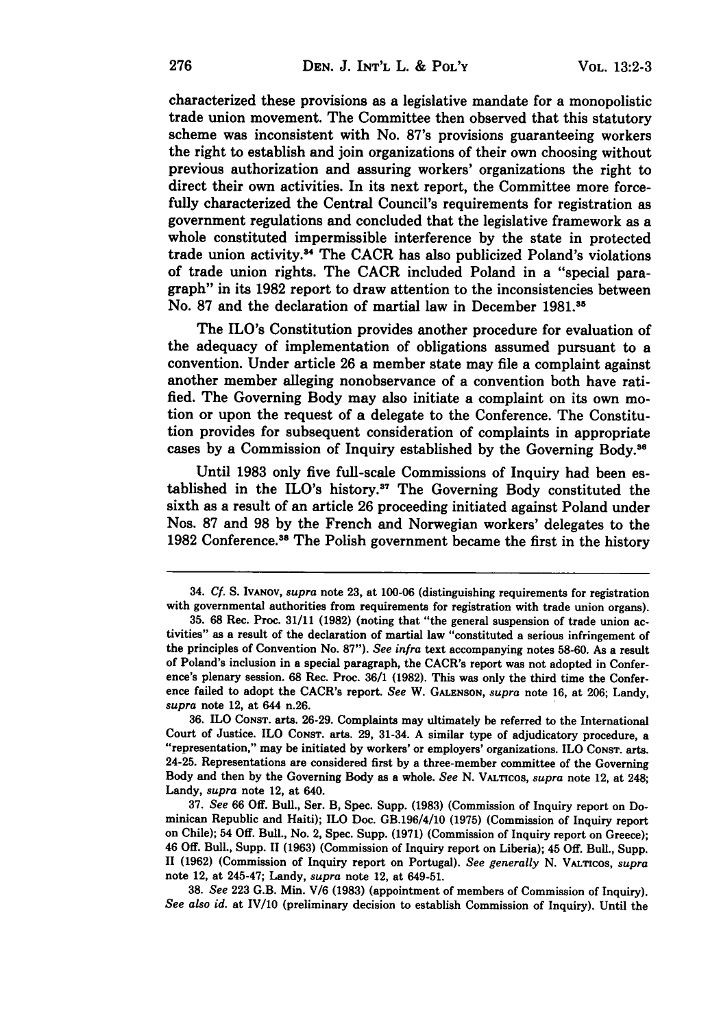characterized these provisions as a legislative mandate for a monopolistic trade union movement. The Committee then observed that this statutory scheme was inconsistent with No. 87's provisions guaranteeing workers the right to establish and join organizations of their own choosing without previous authorization and assuring workers' organizations the right to direct their own activities. In its next report, the Committee more forcefully characterized the Central Council's requirements for registration as government regulations and concluded that the legislative framework as a whole constituted impermissible interference by the state in protected trade union activity.[34] The CACR has also publicized Poland's violations of trade union rights. The CACR included Poland in a "special paragraph" in its 1982 report to draw attention to the inconsistencies between No. 87 and the declaration of martial law in December 1981.[35]

The ILO's Constitution provides another procedure for evaluation of the adequacy of implementation of obligations assumed pursuant to a convention. Under article 26 a member state may file a complaint against another member alleging nonobservance of a convention both have ratified. The Governing Body may also initiate a complaint on its own motion or upon the request of a delegate to the Conference. The Constitution provides for subsequent consideration of complaints in appropriate cases by a Commission of Inquiry established by the Governing Body.[36]

Until 1983 only five full-scale Commissions of Inquiry had been established in the ILO's history.[37] The Governing Body constituted the sixth as a result of an article 26 proceeding initiated against Poland under Nos. 87 and 98 by the French and Norwegian workers' delegates to the 1982 Conference.[38] The Polish government became the first in the history

---

34. *Cf.* S. IVANOV, *supra* note 23, at 100-06 (distinguishing requirements for registration with governmental authorities from requirements for registration with trade union organs).

35. 68 Rec. Proc. 31/11 (1982) (noting that "the general suspension of trade union activities" as a result of the declaration of martial law "constituted a serious infringement of the principles of Convention No. 87"). *See infra* text accompanying notes 58-60. As a result of Poland's inclusion in a special paragraph, the CACR's report was not adopted in Conference's plenary session. 68 Rec. Proc. 36/1 (1982). This was only the third time the Conference failed to adopt the CACR's report. *See* W. GALENSON, *supra* note 16, at 206; Landy, *supra* note 12, at 644 n.26.

36. ILO CONST. arts. 26-29. Complaints may ultimately be referred to the International Court of Justice. ILO CONST. arts. 29, 31-34. A similar type of adjudicatory procedure, a "representation," may be initiated by workers' or employers' organizations. ILO CONST. arts. 24-25. Representations are considered first by a three-member committee of the Governing Body and then by the Governing Body as a whole. *See* N. VALTICOS, *supra* note 12, at 248; Landy, *supra* note 12, at 640.

37. *See* 66 Off. Bull., Ser. B, Spec. Supp. (1983) (Commission of Inquiry report on Dominican Republic and Haiti); ILO Doc. GB.196/4/10 (1975) (Commission of Inquiry report on Chile); 54 Off. Bull., No. 2, Spec. Supp. (1971) (Commission of Inquiry report on Greece); 46 Off. Bull., Supp. II (1963) (Commission of Inquiry report on Liberia); 45 Off. Bull., Supp. II (1962) (Commission of Inquiry report on Portugal). *See generally* N. VALTICOS, *supra* note 12, at 245-47; Landy, *supra* note 12, at 649-51.

38. *See* 223 G.B. Min. V/6 (1983) (appointment of members of Commission of Inquiry). *See also id.* at IV/10 (preliminary decision to establish Commission of Inquiry). Until the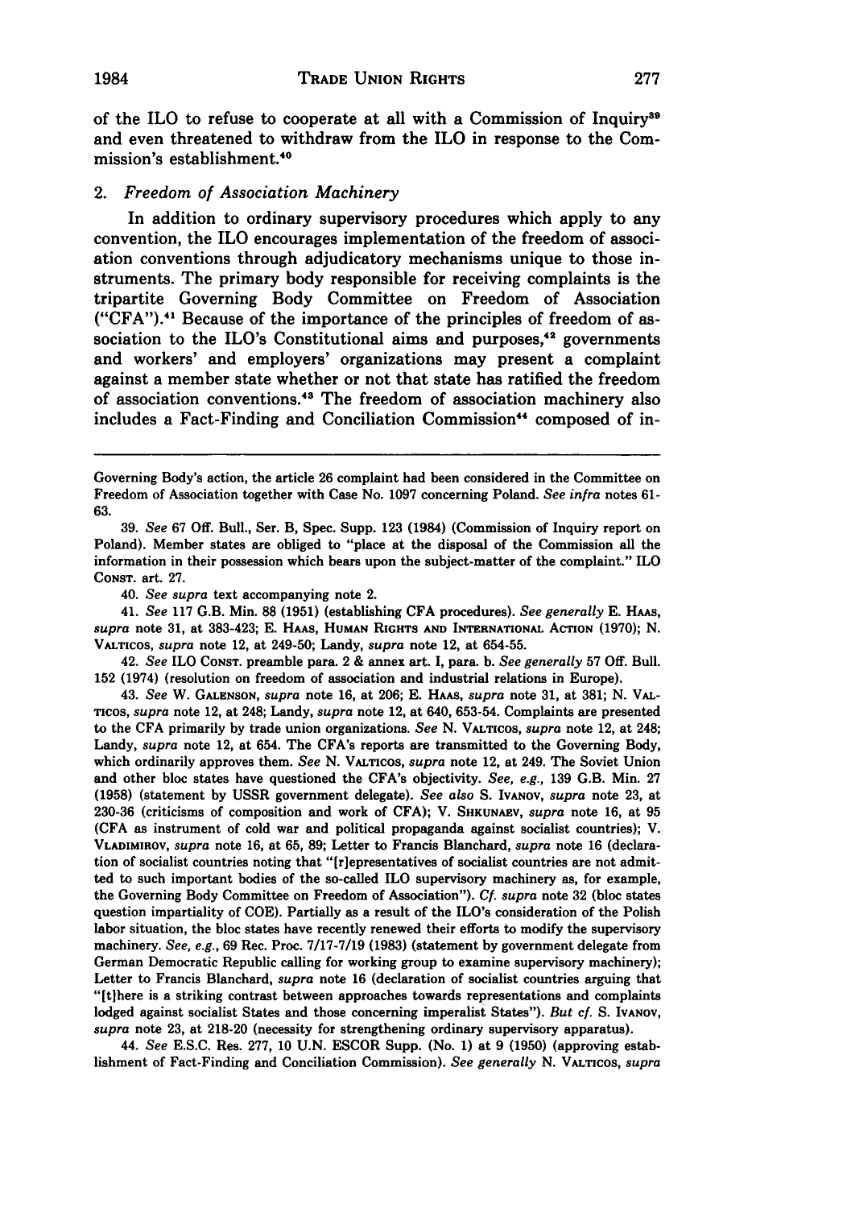of the ILO to refuse to cooperate at all with a Commission of Inquiry[39] and even threatened to withdraw from the ILO in response to the Commission's establishment.[40]

### 2. *Freedom of Association Machinery*

In addition to ordinary supervisory procedures which apply to any convention, the ILO encourages implementation of the freedom of association conventions through adjudicatory mechanisms unique to those instruments. The primary body responsible for receiving complaints is the tripartite Governing Body Committee on Freedom of Association ("CFA").[41] Because of the importance of the principles of freedom of association to the ILO's Constitutional aims and purposes,[42] governments and workers' and employers' organizations may present a complaint against a member state whether or not that state has ratified the freedom of association conventions.[43] The freedom of association machinery also includes a Fact-Finding and Conciliation Commission[44] composed of in-

---

Governing Body's action, the article 26 complaint had been considered in the Committee on Freedom of Association together with Case No. 1097 concerning Poland. *See infra* notes 61-63.

39. *See* 67 Off. Bull., Ser. B, Spec. Supp. 123 (1984) (Commission of Inquiry report on Poland). Member states are obliged to "place at the disposal of the Commission all the information in their possession which bears upon the subject-matter of the complaint." ILO CONST. art. 27.

40. *See supra* text accompanying note 2.

41. *See* 117 G.B. Min. 88 (1951) (establishing CFA procedures). *See generally* E. HAAS, *supra* note 31, at 383-423; E. HAAS, HUMAN RIGHTS AND INTERNATIONAL ACTION (1970); N. VALTICOS, *supra* note 12, at 249-50; Landy, *supra* note 12, at 654-55.

42. *See* ILO CONST. preamble para. 2 & annex art. I, para. b. *See generally* 57 Off. Bull. 152 (1974) (resolution on freedom of association and industrial relations in Europe).

43. *See* W. GALENSON, *supra* note 16, at 206; E. HAAS, *supra* note 31, at 381; N. VALTICOS, *supra* note 12, at 248; Landy, *supra* note 12, at 640, 653-54. Complaints are presented to the CFA primarily by trade union organizations. *See* N. VALTICOS, *supra* note 12, at 248; Landy, *supra* note 12, at 654. The CFA's reports are transmitted to the Governing Body, which ordinarily approves them. *See* N. VALTICOS, *supra* note 12, at 249. The Soviet Union and other bloc states have questioned the CFA's objectivity. *See, e.g.*, 139 G.B. Min. 27 (1958) (statement by USSR government delegate). *See also* S. IVANOV, *supra* note 23, at 230-36 (criticisms of composition and work of CFA); V. SHKUNAEV, *supra* note 16, at 95 (CFA as instrument of cold war and political propaganda against socialist countries); V. VLADIMIROV, *supra* note 16, at 65, 89; Letter to Francis Blanchard, *supra* note 16 (declaration of socialist countries noting that "[r]epresentatives of socialist countries are not admitted to such important bodies of the so-called ILO supervisory machinery as, for example, the Governing Body Committee on Freedom of Association"). *Cf. supra* note 32 (bloc states question impartiality of COE). Partially as a result of the ILO's consideration of the Polish labor situation, the bloc states have recently renewed their efforts to modify the supervisory machinery. *See, e.g.*, 69 Rec. Proc. 7/17-7/19 (1983) (statement by government delegate from German Democratic Republic calling for working group to examine supervisory machinery); Letter to Francis Blanchard, *supra* note 16 (declaration of socialist countries arguing that "[t]here is a striking contrast between approaches towards representations and complaints lodged against socialist States and those concerning imperialist States"). *But cf.* S. IVANOV, *supra* note 23, at 218-20 (necessity for strengthening ordinary supervisory apparatus).

44. *See* E.S.C. Res. 277, 10 U.N. ESCOR Supp. (No. 1) at 9 (1950) (approving establishment of Fact-Finding and Conciliation Commission). *See generally* N. VALTICOS, *supra*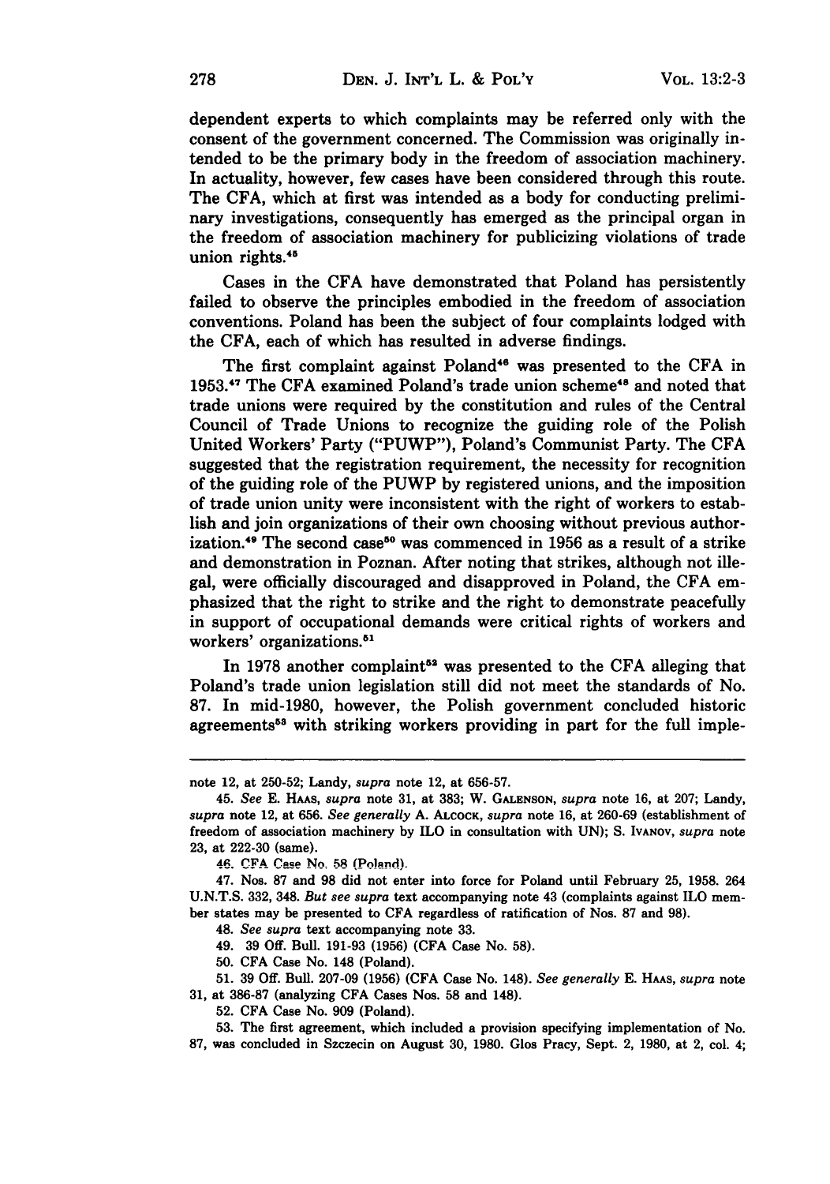dependent experts to which complaints may be referred only with the consent of the government concerned. The Commission was originally intended to be the primary body in the freedom of association machinery. In actuality, however, few cases have been considered through this route. The CFA, which at first was intended as a body for conducting preliminary investigations, consequently has emerged as the principal organ in the freedom of association machinery for publicizing violations of trade union rights.[45]

Cases in the CFA have demonstrated that Poland has persistently failed to observe the principles embodied in the freedom of association conventions. Poland has been the subject of four complaints lodged with the CFA, each of which has resulted in adverse findings.

The first complaint against Poland[46] was presented to the CFA in 1953.[47] The CFA examined Poland's trade union scheme[48] and noted that trade unions were required by the constitution and rules of the Central Council of Trade Unions to recognize the guiding role of the Polish United Workers' Party ("PUWP"), Poland's Communist Party. The CFA suggested that the registration requirement, the necessity for recognition of the guiding role of the PUWP by registered unions, and the imposition of trade union unity were inconsistent with the right of workers to establish and join organizations of their own choosing without previous authorization.[49] The second case[50] was commenced in 1956 as a result of a strike and demonstration in Poznan. After noting that strikes, although not illegal, were officially discouraged and disapproved in Poland, the CFA emphasized that the right to strike and the right to demonstrate peacefully in support of occupational demands were critical rights of workers and workers' organizations.[51]

In 1978 another complaint[52] was presented to the CFA alleging that Poland's trade union legislation still did not meet the standards of No. 87. In mid-1980, however, the Polish government concluded historic agreements[53] with striking workers providing in part for the full imple-

---

note 12, at 250-52; Landy, *supra* note 12, at 656-57.

45. *See* E. HAAS, *supra* note 31, at 383; W. GALENSON, *supra* note 16, at 207; Landy, *supra* note 12, at 656. *See generally* A. ALCOCK, *supra* note 16, at 260-69 (establishment of freedom of association machinery by ILO in consultation with UN); S. IVANOV, *supra* note 23, at 222-30 (same).

46. CFA Case No. 58 (Poland).

47. Nos. 87 and 98 did not enter into force for Poland until February 25, 1958. 264 U.N.T.S. 332, 348. *But see supra* text accompanying note 43 (complaints against ILO member states may be presented to CFA regardless of ratification of Nos. 87 and 98).

48. *See supra* text accompanying note 33.

49. 39 Off. Bull. 191-93 (1956) (CFA Case No. 58).

50. CFA Case No. 148 (Poland).

51. 39 Off. Bull. 207-09 (1956) (CFA Case No. 148). *See generally* E. HAAS, *supra* note 31, at 386-87 (analyzing CFA Cases Nos. 58 and 148).

52. CFA Case No. 909 (Poland).

53. The first agreement, which included a provision specifying implementation of No. 87, was concluded in Szczecin on August 30, 1980. Glos Pracy, Sept. 2, 1980, at 2, col. 4;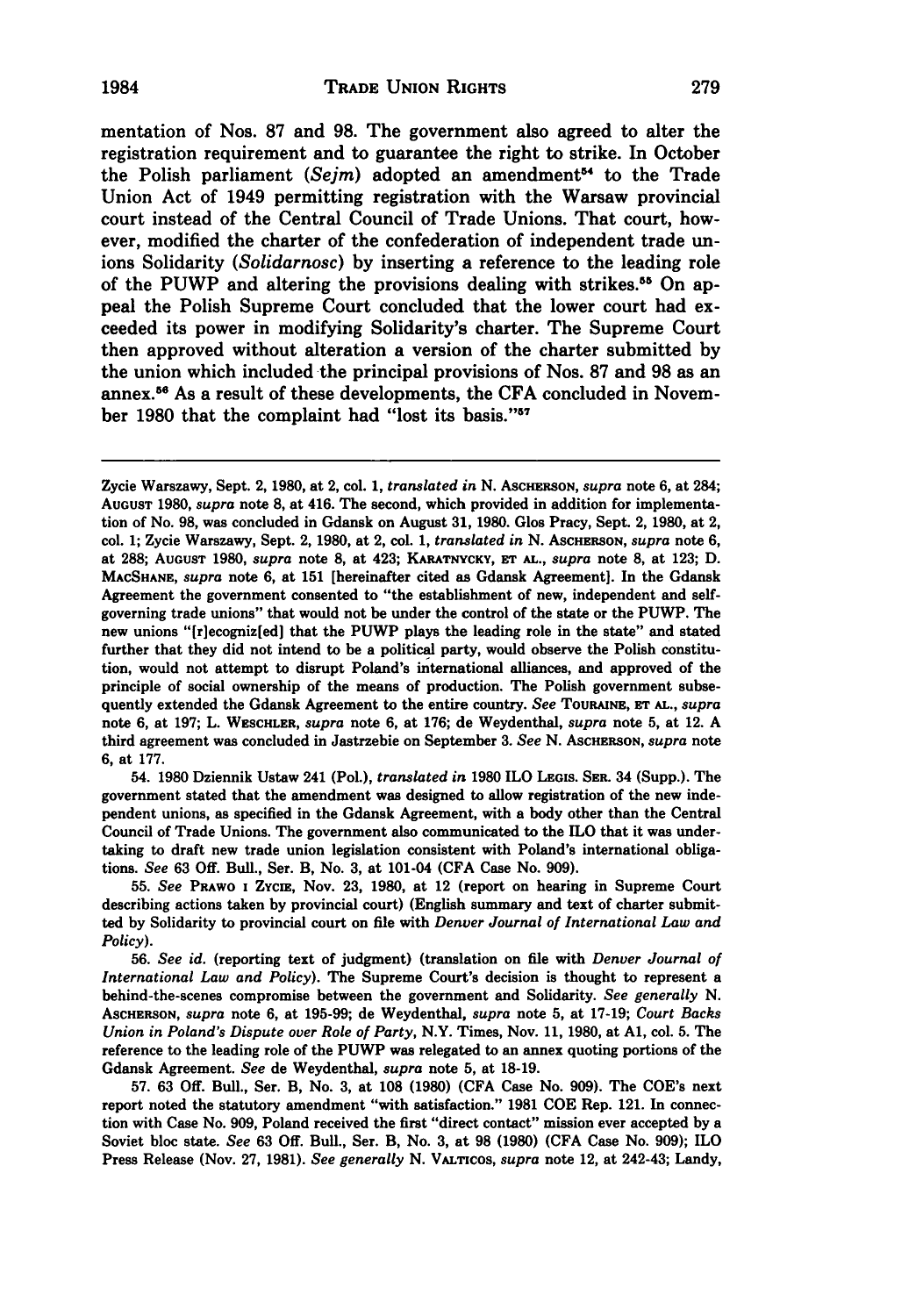mentation of Nos. 87 and 98. The government also agreed to alter the registration requirement and to guarantee the right to strike. In October the Polish parliament (*Sejm*) adopted an amendment[54] to the Trade Union Act of 1949 permitting registration with the Warsaw provincial court instead of the Central Council of Trade Unions. That court, however, modified the charter of the confederation of independent trade unions Solidarity (*Solidarnosc*) by inserting a reference to the leading role of the PUWP and altering the provisions dealing with strikes.[55] On appeal the Polish Supreme Court concluded that the lower court had exceeded its power in modifying Solidarity's charter. The Supreme Court then approved without alteration a version of the charter submitted by the union which included the principal provisions of Nos. 87 and 98 as an annex.[56] As a result of these developments, the CFA concluded in November 1980 that the complaint had "lost its basis."[57]

---

Zycie Warszawy, Sept. 2, 1980, at 2, col. 1, *translated in* N. ASCHERSON, *supra* note 6, at 284; AUGUST 1980, *supra* note 8, at 416. The second, which provided in addition for implementation of No. 98, was concluded in Gdansk on August 31, 1980. Glos Pracy, Sept. 2, 1980, at 2, col. 1; Zycie Warszawy, Sept. 2, 1980, at 2, col. 1, *translated in* N. ASCHERSON, *supra* note 6, at 288; AUGUST 1980, *supra* note 8, at 423; KARATNYCKY, ET AL., *supra* note 8, at 123; D. MACSHANE, *supra* note 6, at 151 [hereinafter cited as Gdansk Agreement]. In the Gdansk Agreement the government consented to "the establishment of new, independent and self-governing trade unions" that would not be under the control of the state or the PUWP. The new unions "[r]ecogniz[ed] that the PUWP plays the leading role in the state" and stated further that they did not intend to be a political party, would observe the Polish constitution, would not attempt to disrupt Poland's international alliances, and approved of the principle of social ownership of the means of production. The Polish government subsequently extended the Gdansk Agreement to the entire country. *See* TOURAINE, ET AL., *supra* note 6, at 197; L. WESCHLER, *supra* note 6, at 176; de Weydenthal, *supra* note 5, at 12. A third agreement was concluded in Jastrzebie on September 3. *See* N. ASCHERSON, *supra* note 6, at 177.

54. 1980 Dziennik Ustaw 241 (Pol.), *translated in* 1980 ILO LEGIS. SER. 34 (Supp.). The government stated that the amendment was designed to allow registration of the new independent unions, as specified in the Gdansk Agreement, with a body other than the Central Council of Trade Unions. The government also communicated to the ILO that it was undertaking to draft new trade union legislation consistent with Poland's international obligations. *See* 63 Off. Bull., Ser. B, No. 3, at 101-04 (CFA Case No. 909).

55. *See* PRAWO I ZYCIE, Nov. 23, 1980, at 12 (report on hearing in Supreme Court describing actions taken by provincial court) (English summary and text of charter submitted by Solidarity to provincial court on file with *Denver Journal of International Law and Policy*).

56. *See id.* (reporting text of judgment) (translation on file with *Denver Journal of International Law and Policy*). The Supreme Court's decision is thought to represent a behind-the-scenes compromise between the government and Solidarity. *See generally* N. ASCHERSON, *supra* note 6, at 195-99; de Weydenthal, *supra* note 5, at 17-19; *Court Backs Union in Poland's Dispute over Role of Party*, N.Y. Times, Nov. 11, 1980, at A1, col. 5. The reference to the leading role of the PUWP was relegated to an annex quoting portions of the Gdansk Agreement. *See* de Weydenthal, *supra* note 5, at 18-19.

57. 63 Off. Bull., Ser. B, No. 3, at 108 (1980) (CFA Case No. 909). The COE's next report noted the statutory amendment "with satisfaction." 1981 COE Rep. 121. In connection with Case No. 909, Poland received the first "direct contact" mission ever accepted by a Soviet bloc state. *See* 63 Off. Bull., Ser. B, No. 3, at 98 (1980) (CFA Case No. 909); ILO Press Release (Nov. 27, 1981). *See generally* N. VALTICOS, *supra* note 12, at 242-43; Landy,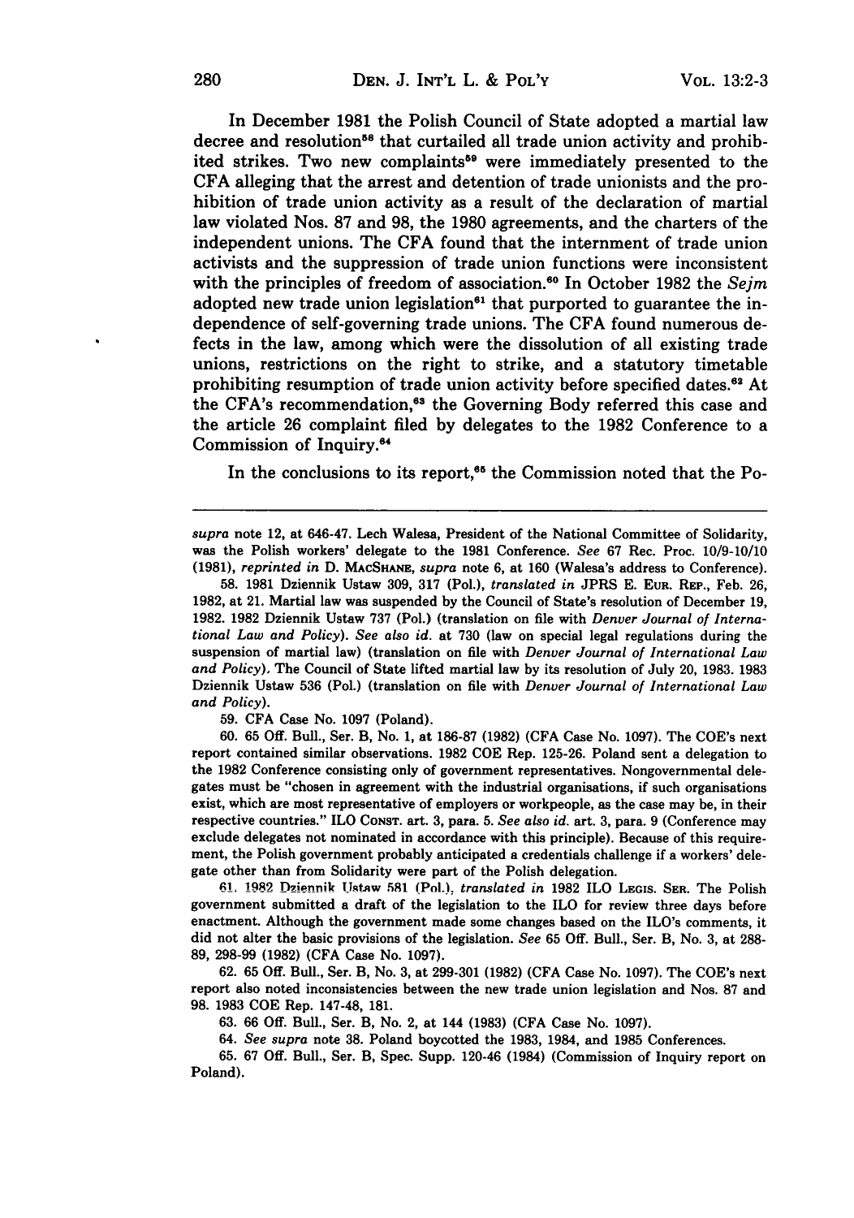In December 1981 the Polish Council of State adopted a martial law decree and resolution[58] that curtailed all trade union activity and prohibited strikes. Two new complaints[59] were immediately presented to the CFA alleging that the arrest and detention of trade unionists and the prohibition of trade union activity as a result of the declaration of martial law violated Nos. 87 and 98, the 1980 agreements, and the charters of the independent unions. The CFA found that the internment of trade union activists and the suppression of trade union functions were inconsistent with the principles of freedom of association.[60] In October 1982 the *Sejm* adopted new trade union legislation[61] that purported to guarantee the independence of self-governing trade unions. The CFA found numerous defects in the law, among which were the dissolution of all existing trade unions, restrictions on the right to strike, and a statutory timetable prohibiting resumption of trade union activity before specified dates.[62] At the CFA's recommendation,[63] the Governing Body referred this case and the article 26 complaint filed by delegates to the 1982 Conference to a Commission of Inquiry.[64]

In the conclusions to its report,[65] the Commission noted that the Po-

---

*supra* note 12, at 646-47. Lech Walesa, President of the National Committee of Solidarity, was the Polish workers' delegate to the 1981 Conference. *See* 67 Rec. Proc. 10/9-10/10 (1981), *reprinted in* D. MACSHANE, *supra* note 6, at 160 (Walesa's address to Conference).

58. 1981 Dziennik Ustaw 309, 317 (Pol.), *translated in* JPRS E. EUR. REP., Feb. 26, 1982, at 21. Martial law was suspended by the Council of State's resolution of December 19, 1982. 1982 Dziennik Ustaw 737 (Pol.) (translation on file with *Denver Journal of International Law and Policy*). *See also id.* at 730 (law on special legal regulations during the suspension of martial law) (translation on file with *Denver Journal of International Law and Policy*). The Council of State lifted martial law by its resolution of July 20, 1983. 1983 Dziennik Ustaw 536 (Pol.) (translation on file with *Denver Journal of International Law and Policy*).

59. CFA Case No. 1097 (Poland).

60. 65 Off. Bull., Ser. B, No. 1, at 186-87 (1982) (CFA Case No. 1097). The COE's next report contained similar observations. 1982 COE Rep. 125-26. Poland sent a delegation to the 1982 Conference consisting only of government representatives. Nongovernmental delegates must be "chosen in agreement with the industrial organisations, if such organisations exist, which are most representative of employers or workpeople, as the case may be, in their respective countries." ILO CONST. art. 3, para. 5. *See also id.* art. 3, para. 9 (Conference may exclude delegates not nominated in accordance with this principle). Because of this requirement, the Polish government probably anticipated a credentials challenge if a workers' delegate other than from Solidarity were part of the Polish delegation.

61. 1982 Dziennik Ustaw 581 (Pol.), *translated in* 1982 ILO LEGIS. SER. The Polish government submitted a draft of the legislation to the ILO for review three days before enactment. Although the government made some changes based on the ILO's comments, it did not alter the basic provisions of the legislation. *See* 65 Off. Bull., Ser. B, No. 3, at 288-89, 298-99 (1982) (CFA Case No. 1097).

62. 65 Off. Bull., Ser. B, No. 3, at 299-301 (1982) (CFA Case No. 1097). The COE's next report also noted inconsistencies between the new trade union legislation and Nos. 87 and 98. 1983 COE Rep. 147-48, 181.

63. 66 Off. Bull., Ser. B, No. 2, at 144 (1983) (CFA Case No. 1097).

64. *See supra* note 38. Poland boycotted the 1983, 1984, and 1985 Conferences.

65. 67 Off. Bull., Ser. B, Spec. Supp. 120-46 (1984) (Commission of Inquiry report on Poland).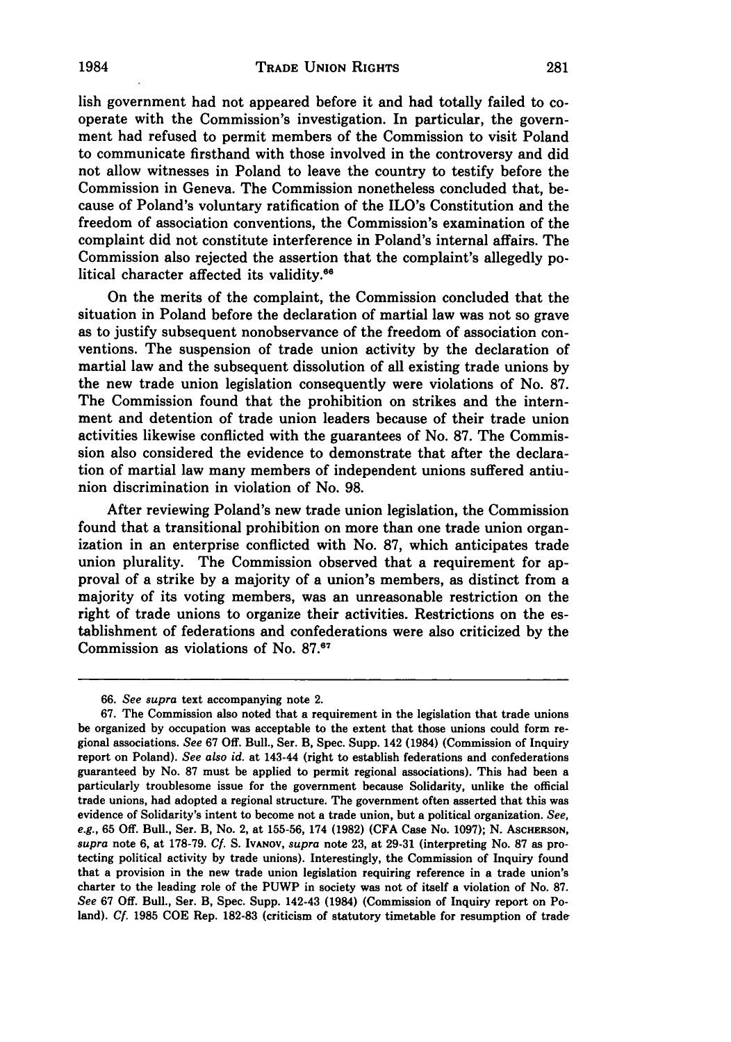lish government had not appeared before it and had totally failed to cooperate with the Commission's investigation. In particular, the government had refused to permit members of the Commission to visit Poland to communicate firsthand with those involved in the controversy and did not allow witnesses in Poland to leave the country to testify before the Commission in Geneva. The Commission nonetheless concluded that, because of Poland's voluntary ratification of the ILO's Constitution and the freedom of association conventions, the Commission's examination of the complaint did not constitute interference in Poland's internal affairs. The Commission also rejected the assertion that the complaint's allegedly political character affected its validity.[66]

On the merits of the complaint, the Commission concluded that the situation in Poland before the declaration of martial law was not so grave as to justify subsequent nonobservance of the freedom of association conventions. The suspension of trade union activity by the declaration of martial law and the subsequent dissolution of all existing trade unions by the new trade union legislation consequently were violations of No. 87. The Commission found that the prohibition on strikes and the internment and detention of trade union leaders because of their trade union activities likewise conflicted with the guarantees of No. 87. The Commission also considered the evidence to demonstrate that after the declaration of martial law many members of independent unions suffered antiunion discrimination in violation of No. 98.

After reviewing Poland's new trade union legislation, the Commission found that a transitional prohibition on more than one trade union organization in an enterprise conflicted with No. 87, which anticipates trade union plurality. The Commission observed that a requirement for approval of a strike by a majority of a union's members, as distinct from a majority of its voting members, was an unreasonable restriction on the right of trade unions to organize their activities. Restrictions on the establishment of federations and confederations were also criticized by the Commission as violations of No. 87.[67]

---

66. *See supra* text accompanying note 2.

67. The Commission also noted that a requirement in the legislation that trade unions be organized by occupation was acceptable to the extent that those unions could form regional associations. *See* 67 Off. Bull., Ser. B, Spec. Supp. 142 (1984) (Commission of Inquiry report on Poland). *See also id.* at 143-44 (right to establish federations and confederations guaranteed by No. 87 must be applied to permit regional associations). This had been a particularly troublesome issue for the government because Solidarity, unlike the official trade unions, had adopted a regional structure. The government often asserted that this was evidence of Solidarity's intent to become not a trade union, but a political organization. *See, e.g.*, 65 Off. Bull., Ser. B, No. 2, at 155-56, 174 (1982) (CFA Case No. 1097); N. ASCHERSON, *supra* note 6, at 178-79. *Cf.* S. IVANOV, *supra* note 23, at 29-31 (interpreting No. 87 as protecting political activity by trade unions). Interestingly, the Commission of Inquiry found that a provision in the new trade union legislation requiring reference in a trade union's charter to the leading role of the PUWP in society was not of itself a violation of No. 87. *See* 67 Off. Bull., Ser. B, Spec. Supp. 142-43 (1984) (Commission of Inquiry report on Poland). *Cf.* 1985 COE Rep. 182-83 (criticism of statutory timetable for resumption of trade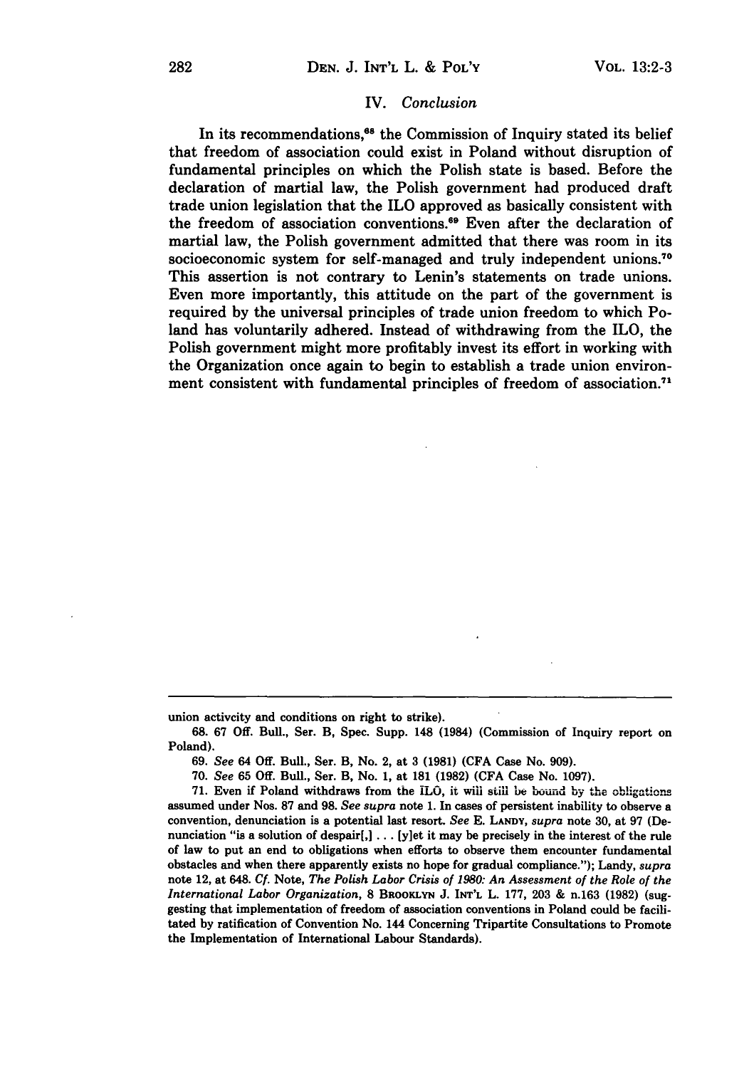## IV. *Conclusion*

In its recommendations,[68] the Commission of Inquiry stated its belief that freedom of association could exist in Poland without disruption of fundamental principles on which the Polish state is based. Before the declaration of martial law, the Polish government had produced draft trade union legislation that the ILO approved as basically consistent with the freedom of association conventions.[69] Even after the declaration of martial law, the Polish government admitted that there was room in its socioeconomic system for self-managed and truly independent unions.[70] This assertion is not contrary to Lenin's statements on trade unions. Even more importantly, this attitude on the part of the government is required by the universal principles of trade union freedom to which Poland has voluntarily adhered. Instead of withdrawing from the ILO, the Polish government might more profitably invest its effort in working with the Organization once again to begin to establish a trade union environment consistent with fundamental principles of freedom of association.[71]

---

union activcity and conditions on right to strike).

68. 67 Off. Bull., Ser. B, Spec. Supp. 148 (1984) (Commission of Inquiry report on Poland).

69. *See* 64 Off. Bull., Ser. B, No. 2, at 3 (1981) (CFA Case No. 909).

70. *See* 65 Off. Bull., Ser. B, No. 1, at 181 (1982) (CFA Case No. 1097).

71. Even if Poland withdraws from the ILO, it will still be bound by the obligations assumed under Nos. 87 and 98. *See supra* note 1. In cases of persistent inability to observe a convention, denunciation is a potential last resort. *See* E. LANDY, *supra* note 30, at 97 (Denunciation "is a solution of despair[,] . . . [y]et it may be precisely in the interest of the rule of law to put an end to obligations when efforts to observe them encounter fundamental obstacles and when there apparently exists no hope for gradual compliance."); Landy, *supra* note 12, at 648. *Cf.* Note, *The Polish Labor Crisis of 1980: An Assessment of the Role of the International Labor Organization*, 8 BROOKLYN J. INT'L L. 177, 203 & n.163 (1982) (suggesting that implementation of freedom of association conventions in Poland could be facilitated by ratification of Convention No. 144 Concerning Tripartite Consultations to Promote the Implementation of International Labour Standards).